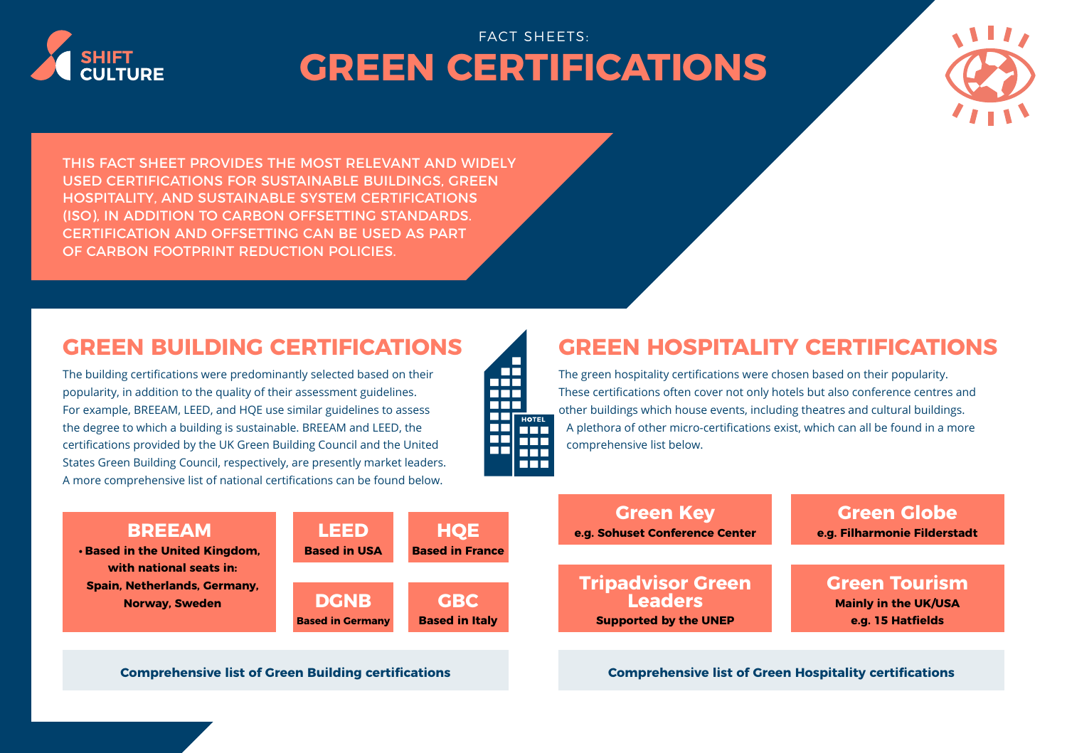SHIFT CULTURE

FACT SHEETS:

# GREEN CERTIFICATIONS

THIS FACT SHEET PROVIDES THE MOST RELEVANT AND WIDELY USED CERTIFICATIONS FOR SUSTAINABLE BUILDINGS, GREEN HOSPITALITY, AND SUSTAINABLE SYSTEM CERTIFICATIONS (ISO), IN ADDITION TO CARBON OFFSETTING STANDARDS. CERTIFICATION AND OFFSETTING CAN BE USED AS PART OF CARBON FOOTPRINT REDUCTION POLICIES.

## GREEN BUILDING CERTIFICATIONS

The building certifications were predominantly selected based on their popularity, in addition to the quality of their assessment guidelines. For example, BREEAM, LEED, and HQE use similar guidelines to assess the degree to which a building is sustainable. BREEAM and LEED, the certifications provided by the UK Green Building Council and the United States Green Building Council, respectively, are presently market leaders. A more comprehensive list of national certifications can be found below.

**BREEAM**
- **Based in the United Kingdom, with national seats in: Spain, Netherlands, Germany, Norway, Sweden**

**LEED**
**Based in USA**

**HQE**
**Based in France**

**DGNB**
**Based in Germany**

**GBC**
**Based in Italy**

**Comprehensive list of Green Building certifications**

## GREEN HOSPITALITY CERTIFICATIONS

The green hospitality certifications were chosen based on their popularity. These certifications often cover not only hotels but also conference centres and other buildings which house events, including theatres and cultural buildings. A plethora of other micro-certifications exist, which can all be found in a more comprehensive list below.

**Green Key**
**e.g. Sohuset Conference Center**

**Green Globe**
**e.g. Filharmonie Filderstadt**

**Tripadvisor Green Leaders**
**Supported by the UNEP**

**Green Tourism**
**Mainly in the UK/USA**
**e.g. 15 Hatfields**

**Comprehensive list of Green Hospitality certifications**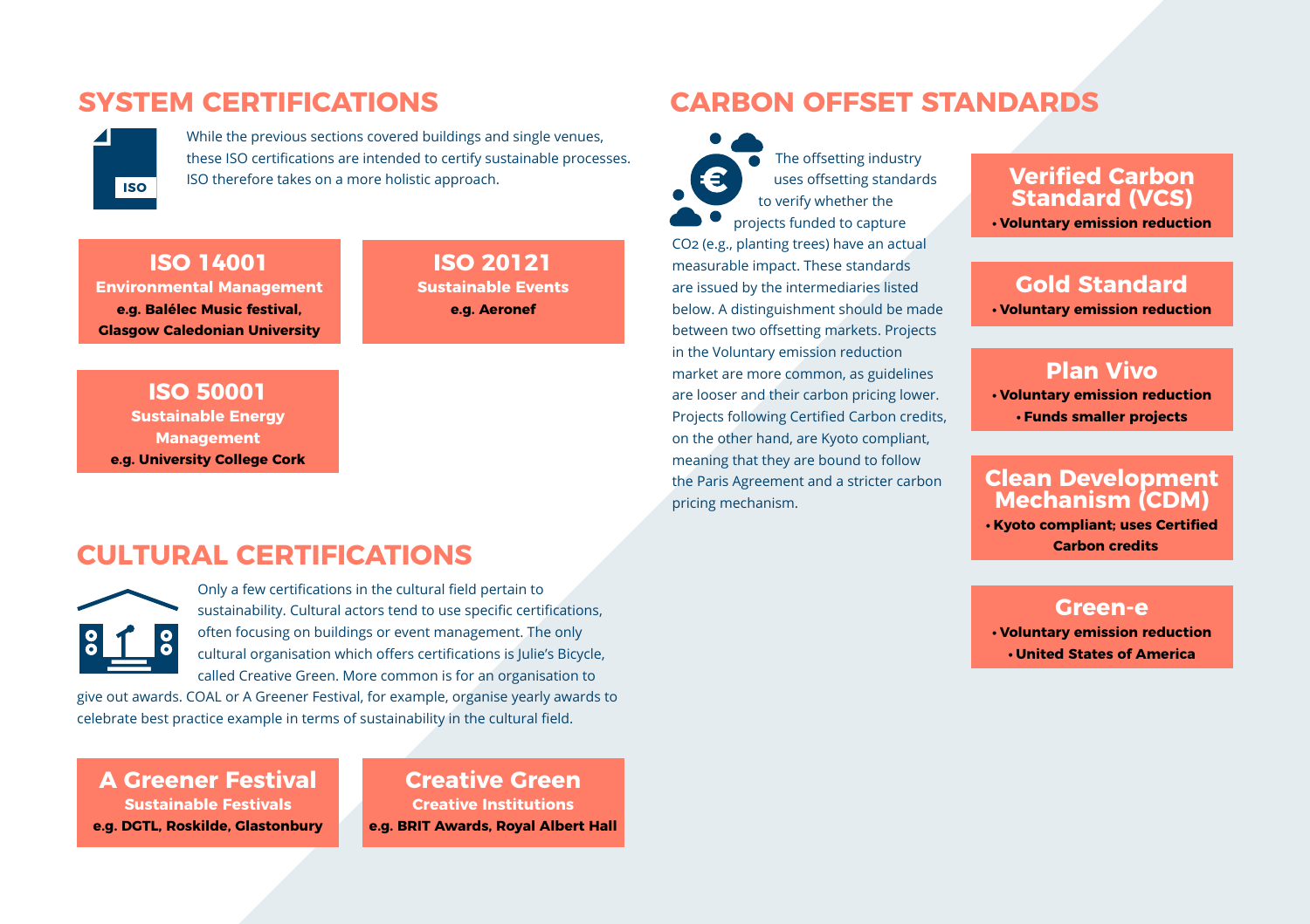## SYSTEM CERTIFICATIONS

While the previous sections covered buildings and single venues, these ISO certifications are intended to certify sustainable processes. ISO therefore takes on a more holistic approach.

**ISO 14001**
**Environmental Management**
**e.g. Balélec Music festival, Glasgow Caledonian University**

**ISO 20121**
**Sustainable Events**
**e.g. Aeronef**

**ISO 50001**
**Sustainable Energy Management**
**e.g. University College Cork**

## CULTURAL CERTIFICATIONS

Only a few certifications in the cultural field pertain to sustainability. Cultural actors tend to use specific certifications, often focusing on buildings or event management. The only cultural organisation which offers certifications is Julie's Bicycle, called Creative Green. More common is for an organisation to give out awards. COAL or A Greener Festival, for example, organise yearly awards to celebrate best practice example in terms of sustainability in the cultural field.

**A Greener Festival**
**Sustainable Festivals**
**e.g. DGTL, Roskilde, Glastonbury**

**Creative Green**
**Creative Institutions**
**e.g. BRIT Awards, Royal Albert Hall**

## CARBON OFFSET STANDARDS

The offsetting industry uses offsetting standards to verify whether the projects funded to capture $CO_2$ (e.g., planting trees) have an actual measurable impact. These standards are issued by the intermediaries listed below. A distinguishment should be made between two offsetting markets. Projects in the Voluntary emission reduction market are more common, as guidelines are looser and their carbon pricing lower. Projects following Certified Carbon credits, on the other hand, are Kyoto compliant, meaning that they are bound to follow the Paris Agreement and a stricter carbon pricing mechanism.

**Verified Carbon Standard (VCS)**
- **Voluntary emission reduction**

**Gold Standard**
- **Voluntary emission reduction**

**Plan Vivo**
- **Voluntary emission reduction**
- **Funds smaller projects**

**Clean Development Mechanism (CDM)**
- **Kyoto compliant; uses Certified Carbon credits**

**Green-e**
- **Voluntary emission reduction**
- **United States of America**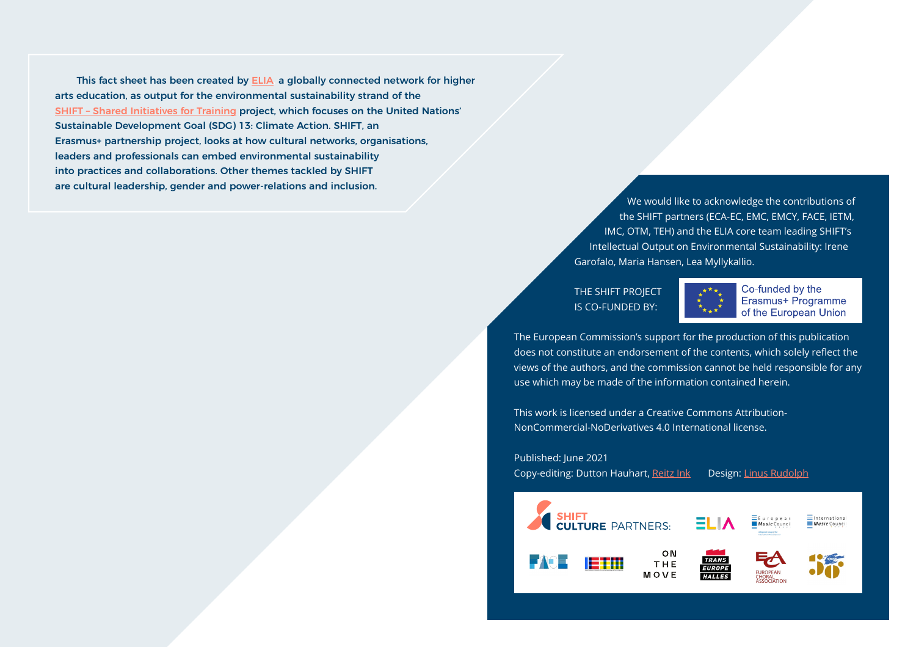**This fact sheet has been created by ELIA a globally connected network for higher arts education, as output for the environmental sustainability strand of the SHIFT – Shared Initiatives for Training project, which focuses on the United Nations' Sustainable Development Goal (SDG) 13: Climate Action. SHIFT, an Erasmus+ partnership project, looks at how cultural networks, organisations, leaders and professionals can embed environmental sustainability into practices and collaborations. Other themes tackled by SHIFT are cultural leadership, gender and power-relations and inclusion.**

We would like to acknowledge the contributions of the SHIFT partners (ECA-EC, EMC, EMCY, FACE, IETM, IMC, OTM, TEH) and the ELIA core team leading SHIFT's Intellectual Output on Environmental Sustainability: Irene Garofalo, Maria Hansen, Lea Myllykallio.

THE SHIFT PROJECT IS CO-FUNDED BY:

Co-funded by the Erasmus+ Programme of the European Union

The European Commission's support for the production of this publication does not constitute an endorsement of the contents, which solely reflect the views of the authors, and the commission cannot be held responsible for any use which may be made of the information contained herein.

This work is licensed under a Creative Commons Attribution-NonCommercial-NoDerivatives 4.0 International license.

Published: June 2021

Copy-editing: Dutton Hauhart, Reitz Ink Design: Linus Rudolph

SHIFT CULTURE PARTNERS: